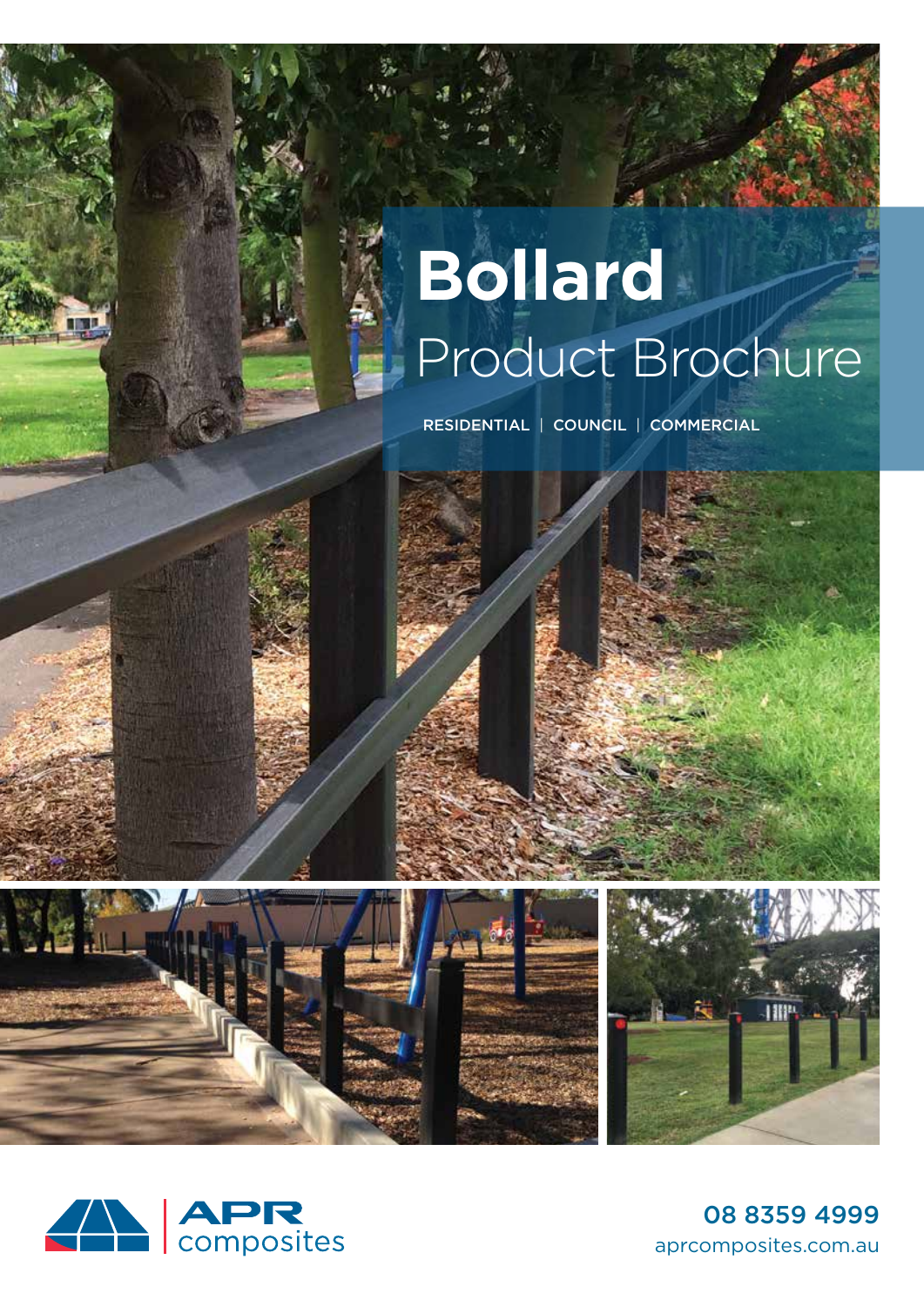# Bollard

## Product Brochure

RESIDENTIAL | COUNCIL | COMMERCIAL

APR composites

08 8359 4999

aprcomposites.com.au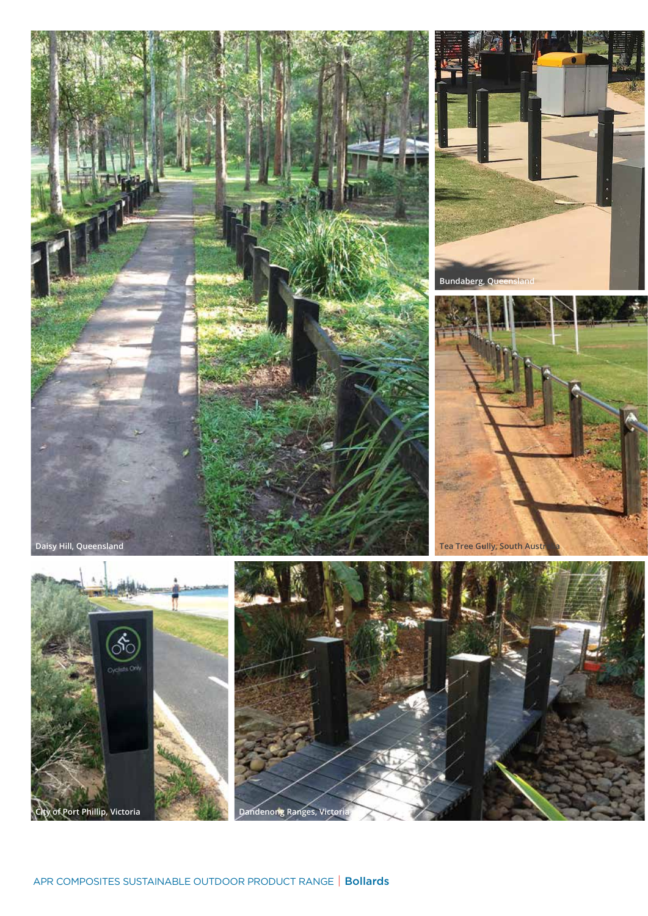Daisy Hill, Queensland

Bundaberg, Queensland

Tea Tree Gully, South Australia

City of Port Phillip, Victoria

Dandenong Ranges, Victoria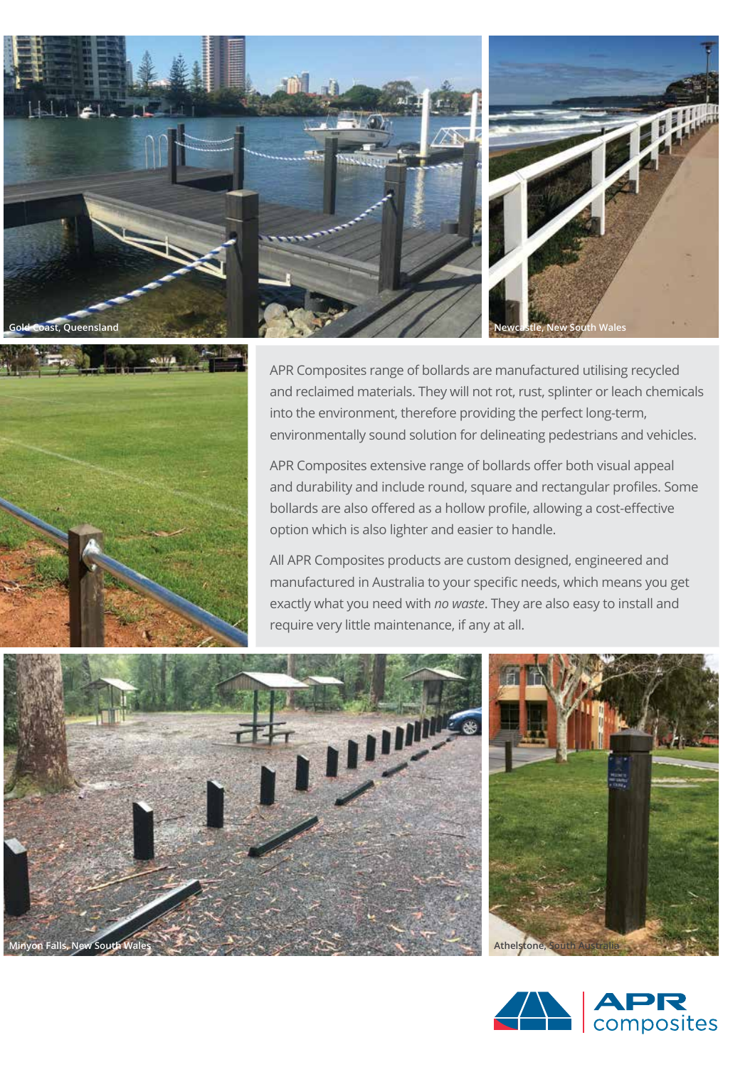Gold Coast, Queensland

Newcastle, New South Wales

APR Composites range of bollards are manufactured utilising recycled and reclaimed materials. They will not rot, rust, splinter or leach chemicals into the environment, therefore providing the perfect long-term, environmentally sound solution for delineating pedestrians and vehicles.

APR Composites extensive range of bollards offer both visual appeal and durability and include round, square and rectangular profiles. Some bollards are also offered as a hollow profile, allowing a cost-effective option which is also lighter and easier to handle.

All APR Composites products are custom designed, engineered and manufactured in Australia to your specific needs, which means you get exactly what you need with *no waste*. They are also easy to install and require very little maintenance, if any at all.

Minyon Falls, New South Wales

Athelstone, South Australia

APR composites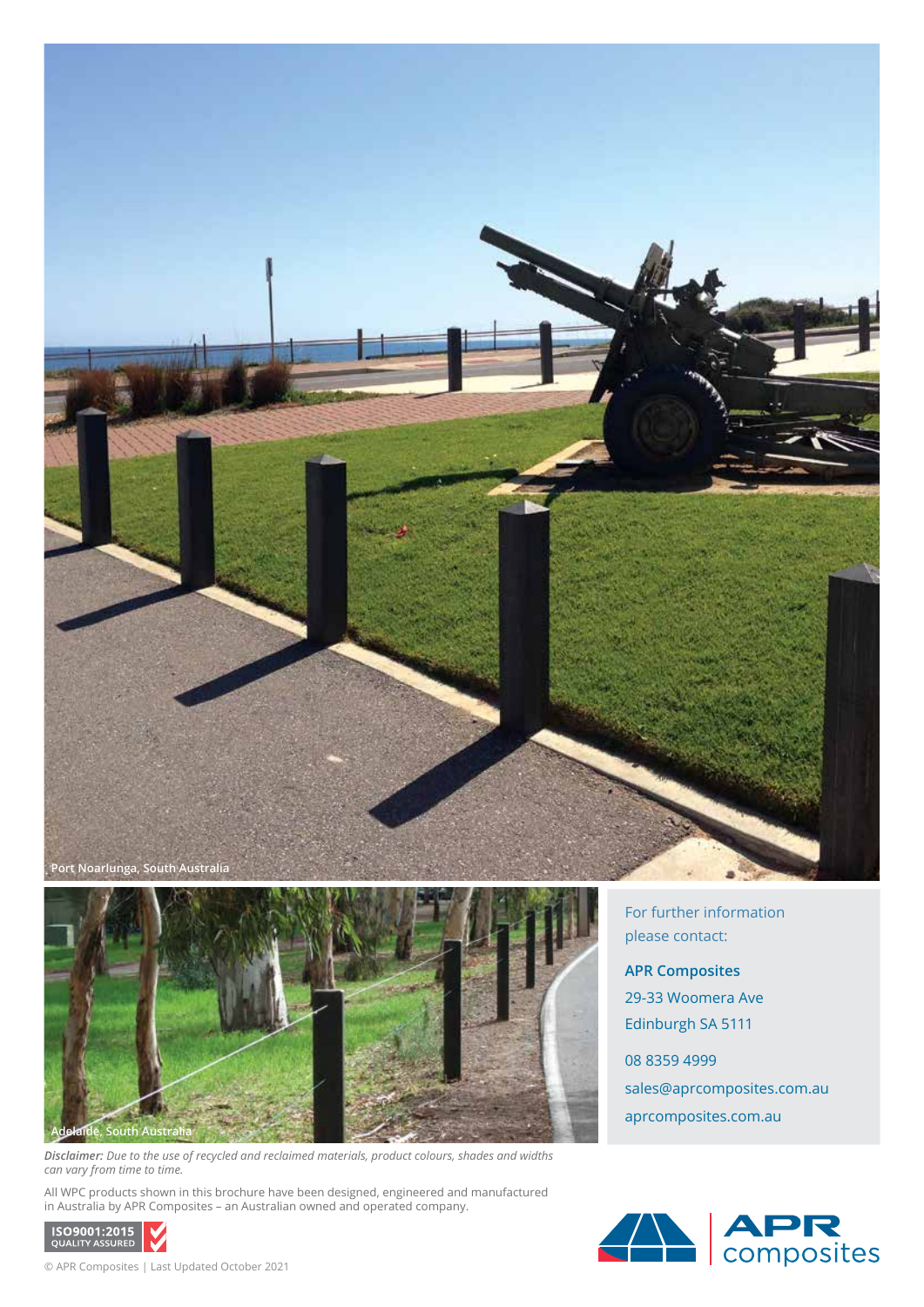Port Noarlunga, South Australia

Adelaide, South Australia

For further information please contact:

**APR Composites**
29-33 Woomera Ave
Edinburgh SA 5111

08 8359 4999
sales@aprcomposites.com.au
aprcomposites.com.au

***Disclaimer:*** *Due to the use of recycled and reclaimed materials, product colours, shades and widths can vary from time to time.*

All WPC products shown in this brochure have been designed, engineered and manufactured in Australia by APR Composites – an Australian owned and operated company.

ISO9001:2015 QUALITY ASSURED

© APR Composites | Last Updated October 2021